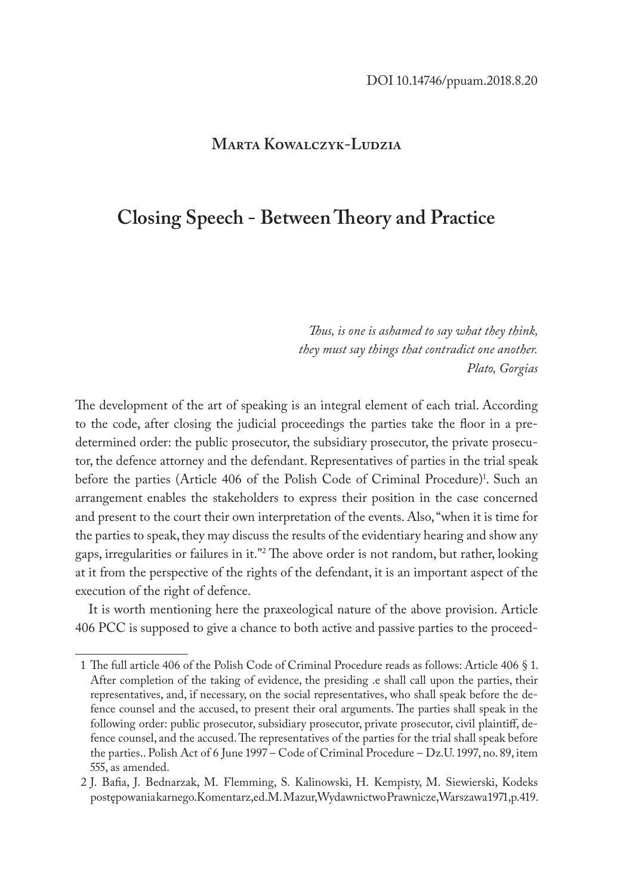DOI 10.14746/ppuam.2018.8.20

**Marta Kowalczyk-Ludzia**

# Closing Speech - Between Theory and Practice

*Thus, is one is ashamed to say what they think,*
*they must say things that contradict one another.*
*Plato, Gorgias*

The development of the art of speaking is an integral element of each trial. According to the code, after closing the judicial proceedings the parties take the floor in a predetermined order: the public prosecutor, the subsidiary prosecutor, the private prosecutor, the defence attorney and the defendant. Representatives of parties in the trial speak before the parties (Article 406 of the Polish Code of Criminal Procedure)[1]. Such an arrangement enables the stakeholders to express their position in the case concerned and present to the court their own interpretation of the events. Also, "when it is time for the parties to speak, they may discuss the results of the evidentiary hearing and show any gaps, irregularities or failures in it."[2] The above order is not random, but rather, looking at it from the perspective of the rights of the defendant, it is an important aspect of the execution of the right of defence.

It is worth mentioning here the praxeological nature of the above provision. Article 406 PCC is supposed to give a chance to both active and passive parties to the proceed-

---

1 The full article 406 of the Polish Code of Criminal Procedure reads as follows: Article 406 § 1. After completion of the taking of evidence, the presiding .e shall call upon the parties, their representatives, and, if necessary, on the social representatives, who shall speak before the defence counsel and the accused, to present their oral arguments. The parties shall speak in the following order: public prosecutor, subsidiary prosecutor, private prosecutor, civil plaintiff, defence counsel, and the accused. The representatives of the parties for the trial shall speak before the parties.. Polish Act of 6 June 1997 – Code of Criminal Procedure – Dz.U. 1997, no. 89, item 555, as amended.

2 J. Bafia, J. Bednarzak, M. Flemming, S. Kalinowski, H. Kempisty, M. Siewierski, Kodeks postępowania karnego. Komentarz, ed. M. Mazur, Wydawnictwo Prawnicze, Warszawa 1971, p. 419.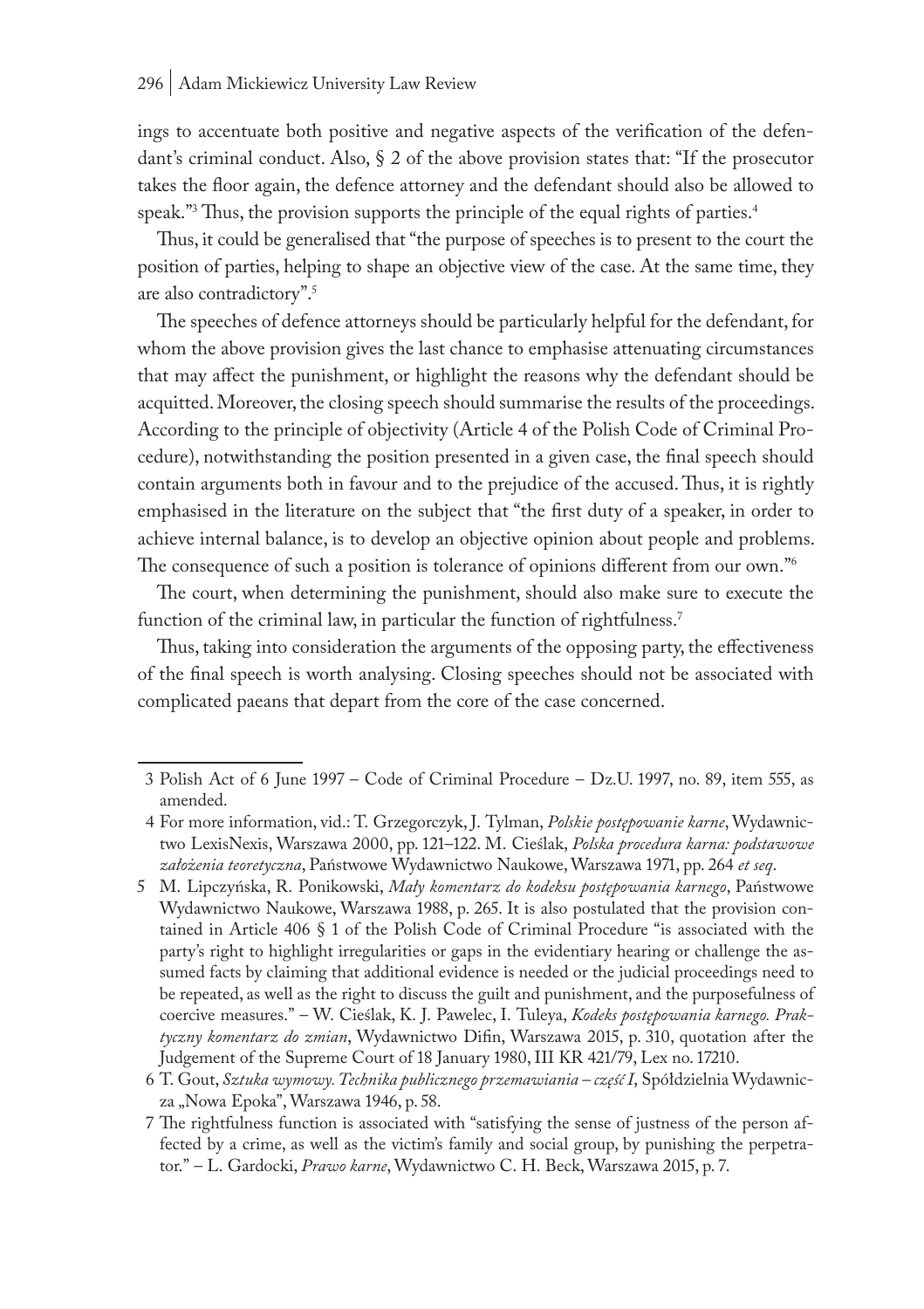ings to accentuate both positive and negative aspects of the verification of the defendant's criminal conduct. Also, § 2 of the above provision states that: "If the prosecutor takes the floor again, the defence attorney and the defendant should also be allowed to speak."[3] Thus, the provision supports the principle of the equal rights of parties.[4]

Thus, it could be generalised that "the purpose of speeches is to present to the court the position of parties, helping to shape an objective view of the case. At the same time, they are also contradictory".[5]

The speeches of defence attorneys should be particularly helpful for the defendant, for whom the above provision gives the last chance to emphasise attenuating circumstances that may affect the punishment, or highlight the reasons why the defendant should be acquitted. Moreover, the closing speech should summarise the results of the proceedings. According to the principle of objectivity (Article 4 of the Polish Code of Criminal Procedure), notwithstanding the position presented in a given case, the final speech should contain arguments both in favour and to the prejudice of the accused. Thus, it is rightly emphasised in the literature on the subject that "the first duty of a speaker, in order to achieve internal balance, is to develop an objective opinion about people and problems. The consequence of such a position is tolerance of opinions different from our own."[6]

The court, when determining the punishment, should also make sure to execute the function of the criminal law, in particular the function of rightfulness.[7]

Thus, taking into consideration the arguments of the opposing party, the effectiveness of the final speech is worth analysing. Closing speeches should not be associated with complicated paeans that depart from the core of the case concerned.

---

3 Polish Act of 6 June 1997 – Code of Criminal Procedure – Dz.U. 1997, no. 89, item 555, as amended.

4 For more information, vid.: T. Grzegorczyk, J. Tylman, *Polskie postępowanie karne*, Wydawnictwo LexisNexis, Warszawa 2000, pp. 121–122. M. Cieślak, *Polska procedura karna: podstawowe założenia teoretyczna*, Państwowe Wydawnictwo Naukowe, Warszawa 1971, pp. 264 *et seq*.

5 M. Lipczyńska, R. Ponikowski, *Mały komentarz do kodeksu postępowania karnego*, Państwowe Wydawnictwo Naukowe, Warszawa 1988, p. 265. It is also postulated that the provision contained in Article 406 § 1 of the Polish Code of Criminal Procedure "is associated with the party's right to highlight irregularities or gaps in the evidentiary hearing or challenge the assumed facts by claiming that additional evidence is needed or the judicial proceedings need to be repeated, as well as the right to discuss the guilt and punishment, and the purposefulness of coercive measures." – W. Cieślak, K. J. Pawelec, I. Tuleya, *Kodeks postępowania karnego. Praktyczny komentarz do zmian*, Wydawnictwo Difin, Warszawa 2015, p. 310, quotation after the Judgement of the Supreme Court of 18 January 1980, III KR 421/79, Lex no. 17210.

6 T. Gout, *Sztuka wymowy. Technika publicznego przemawiania – część I*, Spółdzielnia Wydawnicza „Nowa Epoka", Warszawa 1946, p. 58.

7 The rightfulness function is associated with "satisfying the sense of justness of the person affected by a crime, as well as the victim's family and social group, by punishing the perpetrator." – L. Gardocki, *Prawo karne*, Wydawnictwo C. H. Beck, Warszawa 2015, p. 7.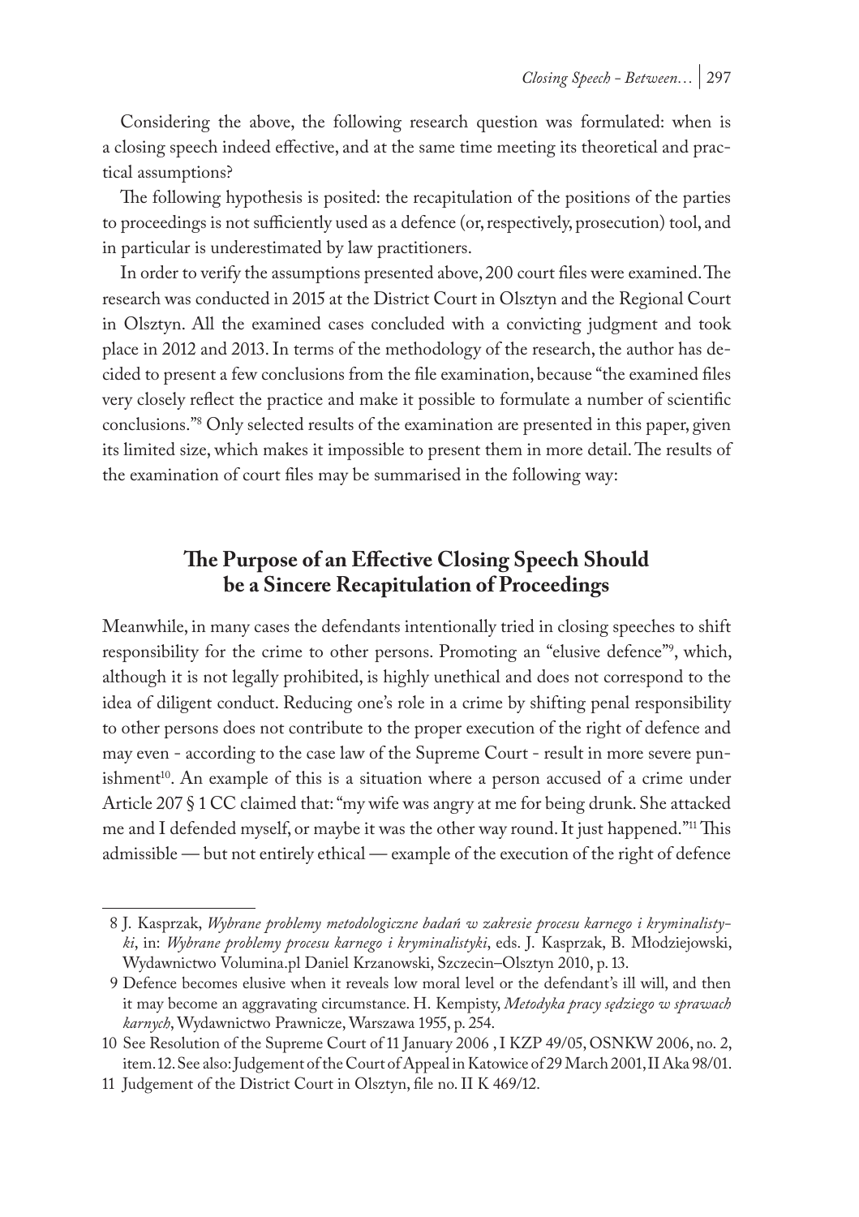Considering the above, the following research question was formulated: when is a closing speech indeed effective, and at the same time meeting its theoretical and practical assumptions?

The following hypothesis is posited: the recapitulation of the positions of the parties to proceedings is not sufficiently used as a defence (or, respectively, prosecution) tool, and in particular is underestimated by law practitioners.

In order to verify the assumptions presented above, 200 court files were examined. The research was conducted in 2015 at the District Court in Olsztyn and the Regional Court in Olsztyn. All the examined cases concluded with a convicting judgment and took place in 2012 and 2013. In terms of the methodology of the research, the author has decided to present a few conclusions from the file examination, because "the examined files very closely reflect the practice and make it possible to formulate a number of scientific conclusions."[8] Only selected results of the examination are presented in this paper, given its limited size, which makes it impossible to present them in more detail. The results of the examination of court files may be summarised in the following way:

## The Purpose of an Effective Closing Speech Should be a Sincere Recapitulation of Proceedings

Meanwhile, in many cases the defendants intentionally tried in closing speeches to shift responsibility for the crime to other persons. Promoting an "elusive defence"[9], which, although it is not legally prohibited, is highly unethical and does not correspond to the idea of diligent conduct. Reducing one's role in a crime by shifting penal responsibility to other persons does not contribute to the proper execution of the right of defence and may even - according to the case law of the Supreme Court - result in more severe punishment[10]. An example of this is a situation where a person accused of a crime under Article 207 § 1 CC claimed that: "my wife was angry at me for being drunk. She attacked me and I defended myself, or maybe it was the other way round. It just happened."[11] This admissible — but not entirely ethical — example of the execution of the right of defence

8 J. Kasprzak, *Wybrane problemy metodologiczne badań w zakresie procesu karnego i kryminalistyki*, in: *Wybrane problemy procesu karnego i kryminalistyki*, eds. J. Kasprzak, B. Młodziejowski, Wydawnictwo Volumina.pl Daniel Krzanowski, Szczecin–Olsztyn 2010, p. 13.

9 Defence becomes elusive when it reveals low moral level or the defendant's ill will, and then it may become an aggravating circumstance. H. Kempisty, *Metodyka pracy sędziego w sprawach karnych*, Wydawnictwo Prawnicze, Warszawa 1955, p. 254.

10 See Resolution of the Supreme Court of 11 January 2006 , I KZP 49/05, OSNKW 2006, no. 2, item. 12. See also: Judgement of the Court of Appeal in Katowice of 29 March 2001, II Aka 98/01.

11 Judgement of the District Court in Olsztyn, file no. II K 469/12.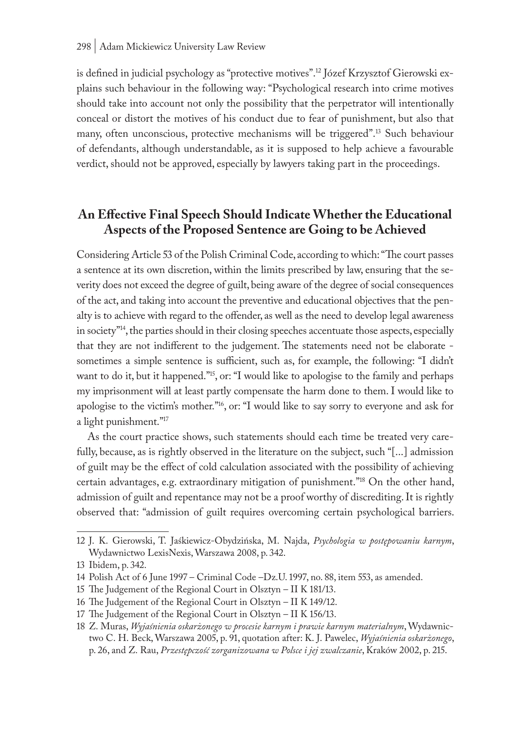is defined in judicial psychology as "protective motives".[12] Józef Krzysztof Gierowski explains such behaviour in the following way: "Psychological research into crime motives should take into account not only the possibility that the perpetrator will intentionally conceal or distort the motives of his conduct due to fear of punishment, but also that many, often unconscious, protective mechanisms will be triggered".[13] Such behaviour of defendants, although understandable, as it is supposed to help achieve a favourable verdict, should not be approved, especially by lawyers taking part in the proceedings.

## An Effective Final Speech Should Indicate Whether the Educational Aspects of the Proposed Sentence are Going to be Achieved

Considering Article 53 of the Polish Criminal Code, according to which: "The court passes a sentence at its own discretion, within the limits prescribed by law, ensuring that the severity does not exceed the degree of guilt, being aware of the degree of social consequences of the act, and taking into account the preventive and educational objectives that the penalty is to achieve with regard to the offender, as well as the need to develop legal awareness in society"[14], the parties should in their closing speeches accentuate those aspects, especially that they are not indifferent to the judgement. The statements need not be elaborate - sometimes a simple sentence is sufficient, such as, for example, the following: "I didn't want to do it, but it happened."[15], or: "I would like to apologise to the family and perhaps my imprisonment will at least partly compensate the harm done to them. I would like to apologise to the victim's mother."[16], or: "I would like to say sorry to everyone and ask for a light punishment."[17]

As the court practice shows, such statements should each time be treated very carefully, because, as is rightly observed in the literature on the subject, such "[...] admission of guilt may be the effect of cold calculation associated with the possibility of achieving certain advantages, e.g. extraordinary mitigation of punishment."[18] On the other hand, admission of guilt and repentance may not be a proof worthy of discrediting. It is rightly observed that: "admission of guilt requires overcoming certain psychological barriers.

---

12 J. K. Gierowski, T. Jaśkiewicz-Obydzińska, M. Najda, *Psychologia w postępowaniu karnym*, Wydawnictwo LexisNexis, Warszawa 2008, p. 342.

13 Ibidem, p. 342.

14 Polish Act of 6 June 1997 – Criminal Code –Dz.U. 1997, no. 88, item 553, as amended.

15 The Judgement of the Regional Court in Olsztyn – II K 181/13.

16 The Judgement of the Regional Court in Olsztyn – II K 149/12.

17 The Judgement of the Regional Court in Olsztyn – II K 156/13.

18 Z. Muras, *Wyjaśnienia oskarżonego w procesie karnym i prawie karnym materialnym*, Wydawnictwo C. H. Beck, Warszawa 2005, p. 91, quotation after: K. J. Pawelec, *Wyjaśnienia oskarżonego*, p. 26, and Z. Rau, *Przestępczość zorganizowana w Polsce i jej zwalczanie*, Kraków 2002, p. 215.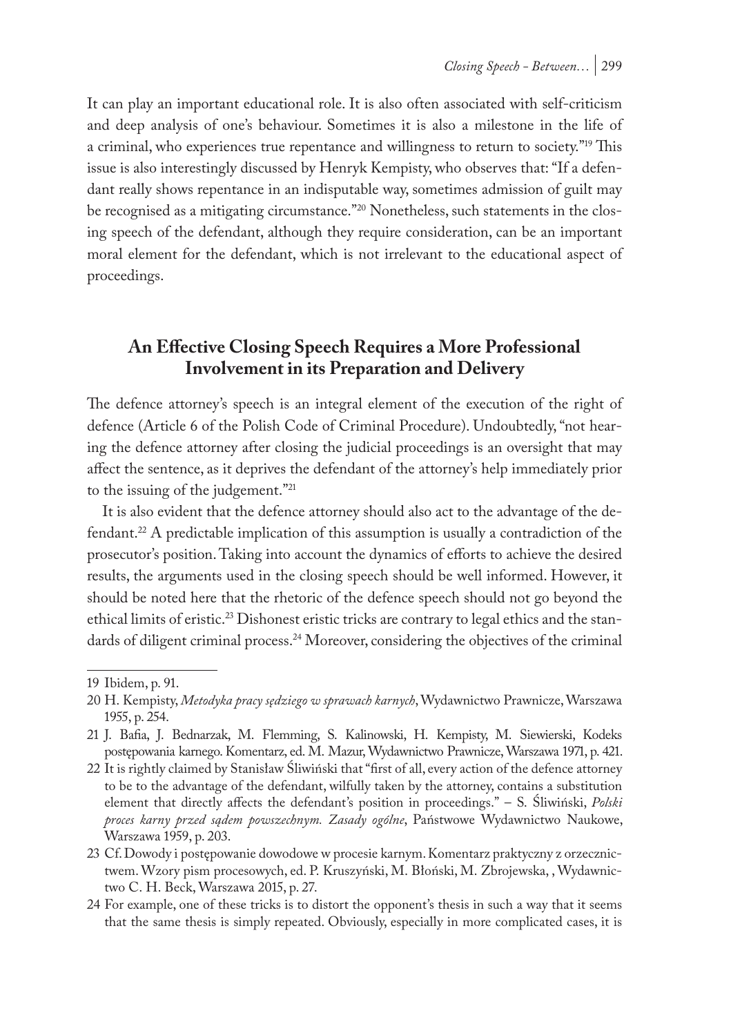It can play an important educational role. It is also often associated with self-criticism and deep analysis of one's behaviour. Sometimes it is also a milestone in the life of a criminal, who experiences true repentance and willingness to return to society."[19] This issue is also interestingly discussed by Henryk Kempisty, who observes that: "If a defendant really shows repentance in an indisputable way, sometimes admission of guilt may be recognised as a mitigating circumstance."[20] Nonetheless, such statements in the closing speech of the defendant, although they require consideration, can be an important moral element for the defendant, which is not irrelevant to the educational aspect of proceedings.

## An Effective Closing Speech Requires a More Professional Involvement in its Preparation and Delivery

The defence attorney's speech is an integral element of the execution of the right of defence (Article 6 of the Polish Code of Criminal Procedure). Undoubtedly, "not hearing the defence attorney after closing the judicial proceedings is an oversight that may affect the sentence, as it deprives the defendant of the attorney's help immediately prior to the issuing of the judgement."[21]

It is also evident that the defence attorney should also act to the advantage of the defendant.[22] A predictable implication of this assumption is usually a contradiction of the prosecutor's position. Taking into account the dynamics of efforts to achieve the desired results, the arguments used in the closing speech should be well informed. However, it should be noted here that the rhetoric of the defence speech should not go beyond the ethical limits of eristic.[23] Dishonest eristic tricks are contrary to legal ethics and the standards of diligent criminal process.[24] Moreover, considering the objectives of the criminal

---

19 Ibidem, p. 91.

20 H. Kempisty, *Metodyka pracy sędziego w sprawach karnych*, Wydawnictwo Prawnicze, Warszawa 1955, p. 254.

21 J. Bafia, J. Bednarzak, M. Flemming, S. Kalinowski, H. Kempisty, M. Siewierski, Kodeks postępowania karnego. Komentarz, ed. M. Mazur, Wydawnictwo Prawnicze, Warszawa 1971, p. 421.

22 It is rightly claimed by Stanisław Śliwiński that "first of all, every action of the defence attorney to be to the advantage of the defendant, wilfully taken by the attorney, contains a substitution element that directly affects the defendant's position in proceedings." – S. Śliwiński, *Polski proces karny przed sądem powszechnym. Zasady ogólne*, Państwowe Wydawnictwo Naukowe, Warszawa 1959, p. 203.

23 Cf. Dowody i postępowanie dowodowe w procesie karnym. Komentarz praktyczny z orzecznictwem. Wzory pism procesowych, ed. P. Kruszyński, M. Błoński, M. Zbrojewska, , Wydawnictwo C. H. Beck, Warszawa 2015, p. 27.

24 For example, one of these tricks is to distort the opponent's thesis in such a way that it seems that the same thesis is simply repeated. Obviously, especially in more complicated cases, it is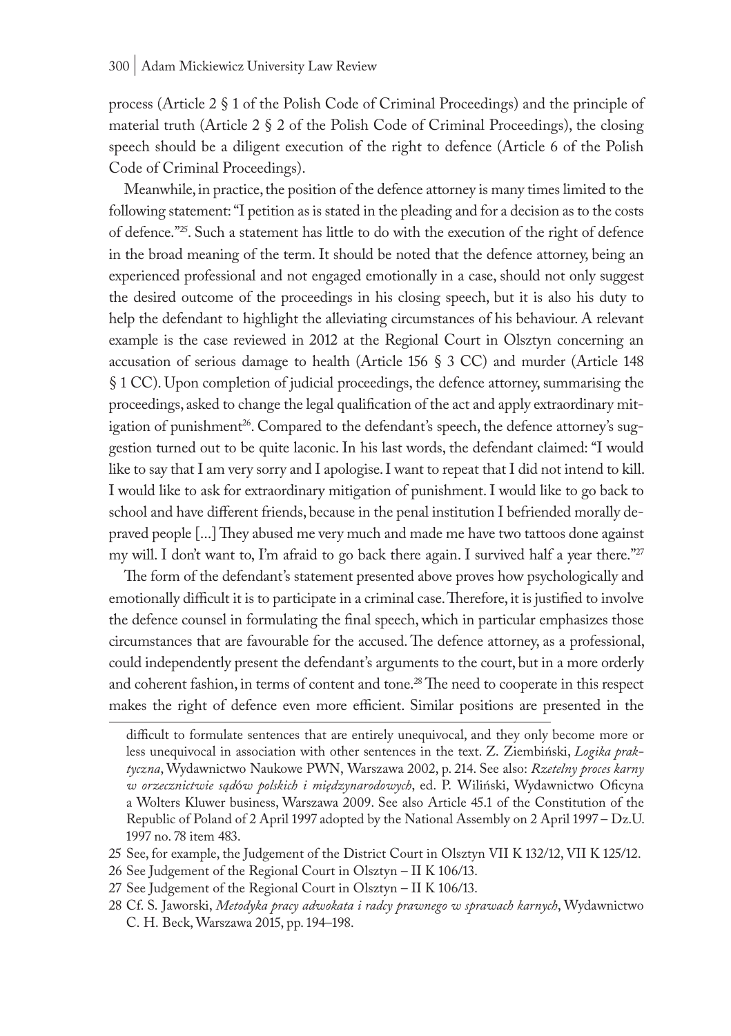process (Article 2 § 1 of the Polish Code of Criminal Proceedings) and the principle of material truth (Article 2 § 2 of the Polish Code of Criminal Proceedings), the closing speech should be a diligent execution of the right to defence (Article 6 of the Polish Code of Criminal Proceedings).

Meanwhile, in practice, the position of the defence attorney is many times limited to the following statement: "I petition as is stated in the pleading and for a decision as to the costs of defence."[25]. Such a statement has little to do with the execution of the right of defence in the broad meaning of the term. It should be noted that the defence attorney, being an experienced professional and not engaged emotionally in a case, should not only suggest the desired outcome of the proceedings in his closing speech, but it is also his duty to help the defendant to highlight the alleviating circumstances of his behaviour. A relevant example is the case reviewed in 2012 at the Regional Court in Olsztyn concerning an accusation of serious damage to health (Article 156 § 3 CC) and murder (Article 148 § 1 CC). Upon completion of judicial proceedings, the defence attorney, summarising the proceedings, asked to change the legal qualification of the act and apply extraordinary mitigation of punishment[26]. Compared to the defendant's speech, the defence attorney's suggestion turned out to be quite laconic. In his last words, the defendant claimed: "I would like to say that I am very sorry and I apologise. I want to repeat that I did not intend to kill. I would like to ask for extraordinary mitigation of punishment. I would like to go back to school and have different friends, because in the penal institution I befriended morally depraved people [...] They abused me very much and made me have two tattoos done against my will. I don't want to, I'm afraid to go back there again. I survived half a year there."[27]

The form of the defendant's statement presented above proves how psychologically and emotionally difficult it is to participate in a criminal case. Therefore, it is justified to involve the defence counsel in formulating the final speech, which in particular emphasizes those circumstances that are favourable for the accused. The defence attorney, as a professional, could independently present the defendant's arguments to the court, but in a more orderly and coherent fashion, in terms of content and tone.[28] The need to cooperate in this respect makes the right of defence even more efficient. Similar positions are presented in the

---

difficult to formulate sentences that are entirely unequivocal, and they only become more or less unequivocal in association with other sentences in the text. Z. Ziembiński, *Logika praktyczna*, Wydawnictwo Naukowe PWN, Warszawa 2002, p. 214. See also: *Rzetelny proces karny w orzecznictwie sądów polskich i międzynarodowych*, ed. P. Wiliński, Wydawnictwo Oficyna a Wolters Kluwer business, Warszawa 2009. See also Article 45.1 of the Constitution of the Republic of Poland of 2 April 1997 adopted by the National Assembly on 2 April 1997 – Dz.U. 1997 no. 78 item 483.

25 See, for example, the Judgement of the District Court in Olsztyn VII K 132/12, VII K 125/12.

26 See Judgement of the Regional Court in Olsztyn – II K 106/13.

27 See Judgement of the Regional Court in Olsztyn – II K 106/13.

28 Cf. S. Jaworski, *Metodyka pracy adwokata i radcy prawnego w sprawach karnych*, Wydawnictwo C. H. Beck, Warszawa 2015, pp. 194–198.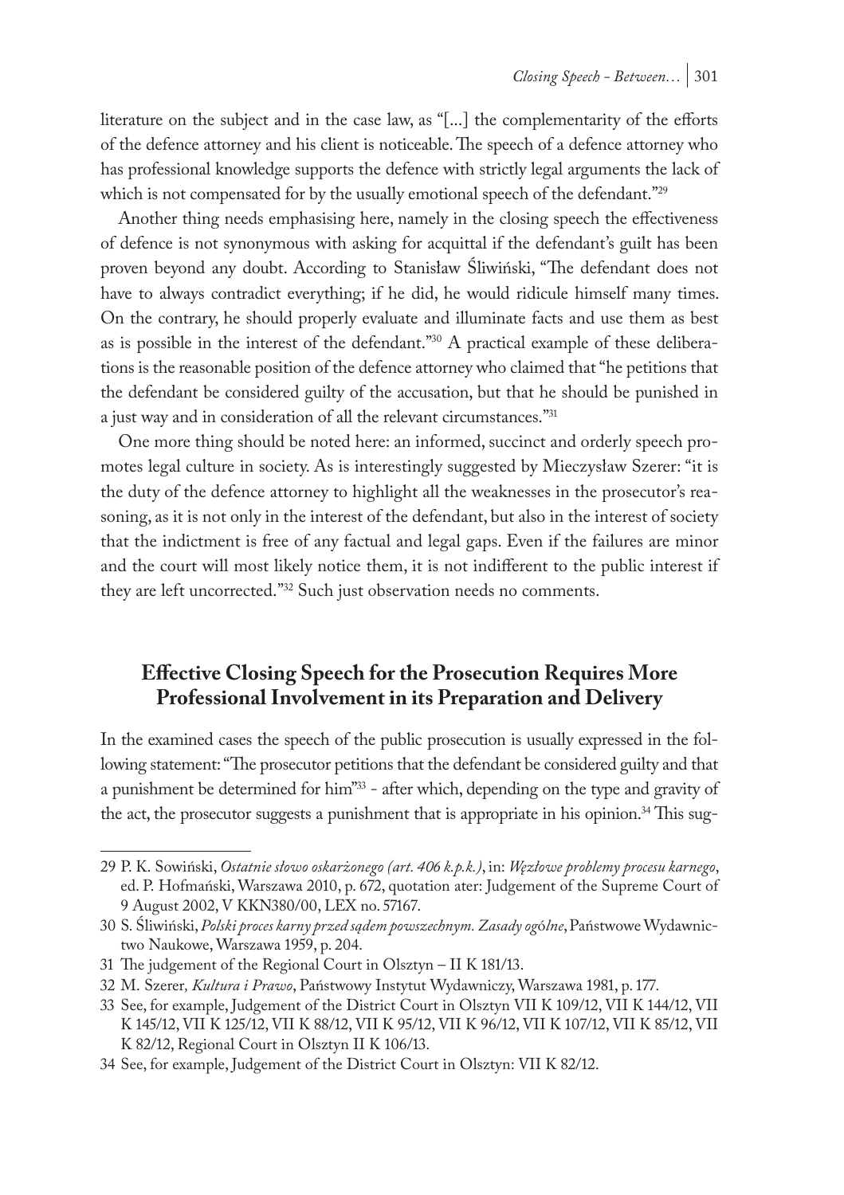literature on the subject and in the case law, as "[...] the complementarity of the efforts of the defence attorney and his client is noticeable. The speech of a defence attorney who has professional knowledge supports the defence with strictly legal arguments the lack of which is not compensated for by the usually emotional speech of the defendant."[29]

Another thing needs emphasising here, namely in the closing speech the effectiveness of defence is not synonymous with asking for acquittal if the defendant's guilt has been proven beyond any doubt. According to Stanisław Śliwiński, "The defendant does not have to always contradict everything; if he did, he would ridicule himself many times. On the contrary, he should properly evaluate and illuminate facts and use them as best as is possible in the interest of the defendant."[30] A practical example of these deliberations is the reasonable position of the defence attorney who claimed that "he petitions that the defendant be considered guilty of the accusation, but that he should be punished in a just way and in consideration of all the relevant circumstances."[31]

One more thing should be noted here: an informed, succinct and orderly speech promotes legal culture in society. As is interestingly suggested by Mieczysław Szerer: "it is the duty of the defence attorney to highlight all the weaknesses in the prosecutor's reasoning, as it is not only in the interest of the defendant, but also in the interest of society that the indictment is free of any factual and legal gaps. Even if the failures are minor and the court will most likely notice them, it is not indifferent to the public interest if they are left uncorrected."[32] Such just observation needs no comments.

## Effective Closing Speech for the Prosecution Requires More Professional Involvement in its Preparation and Delivery

In the examined cases the speech of the public prosecution is usually expressed in the following statement: "The prosecutor petitions that the defendant be considered guilty and that a punishment be determined for him"[33] - after which, depending on the type and gravity of the act, the prosecutor suggests a punishment that is appropriate in his opinion.[34] This sug-

---

29 P. K. Sowiński, *Ostatnie słowo oskarżonego (art. 406 k.p.k.)*, in: *Węzłowe problemy procesu karnego*, ed. P. Hofmański, Warszawa 2010, p. 672, quotation ater: Judgement of the Supreme Court of 9 August 2002, V KKN380/00, LEX no. 57167.

30 S. Śliwiński, *Polski proces karny przed sądem powszechnym. Zasady og*ó*lne*, Państwowe Wydawnictwo Naukowe, Warszawa 1959, p. 204.

31 The judgement of the Regional Court in Olsztyn – II K 181/13.

32 M. Szerer*, Kultura i Prawo*, Państwowy Instytut Wydawniczy, Warszawa 1981, p. 177.

33 See, for example, Judgement of the District Court in Olsztyn VII K 109/12, VII K 144/12, VII K 145/12, VII K 125/12, VII K 88/12, VII K 95/12, VII K 96/12, VII K 107/12, VII K 85/12, VII K 82/12, Regional Court in Olsztyn II K 106/13.

34 See, for example, Judgement of the District Court in Olsztyn: VII K 82/12.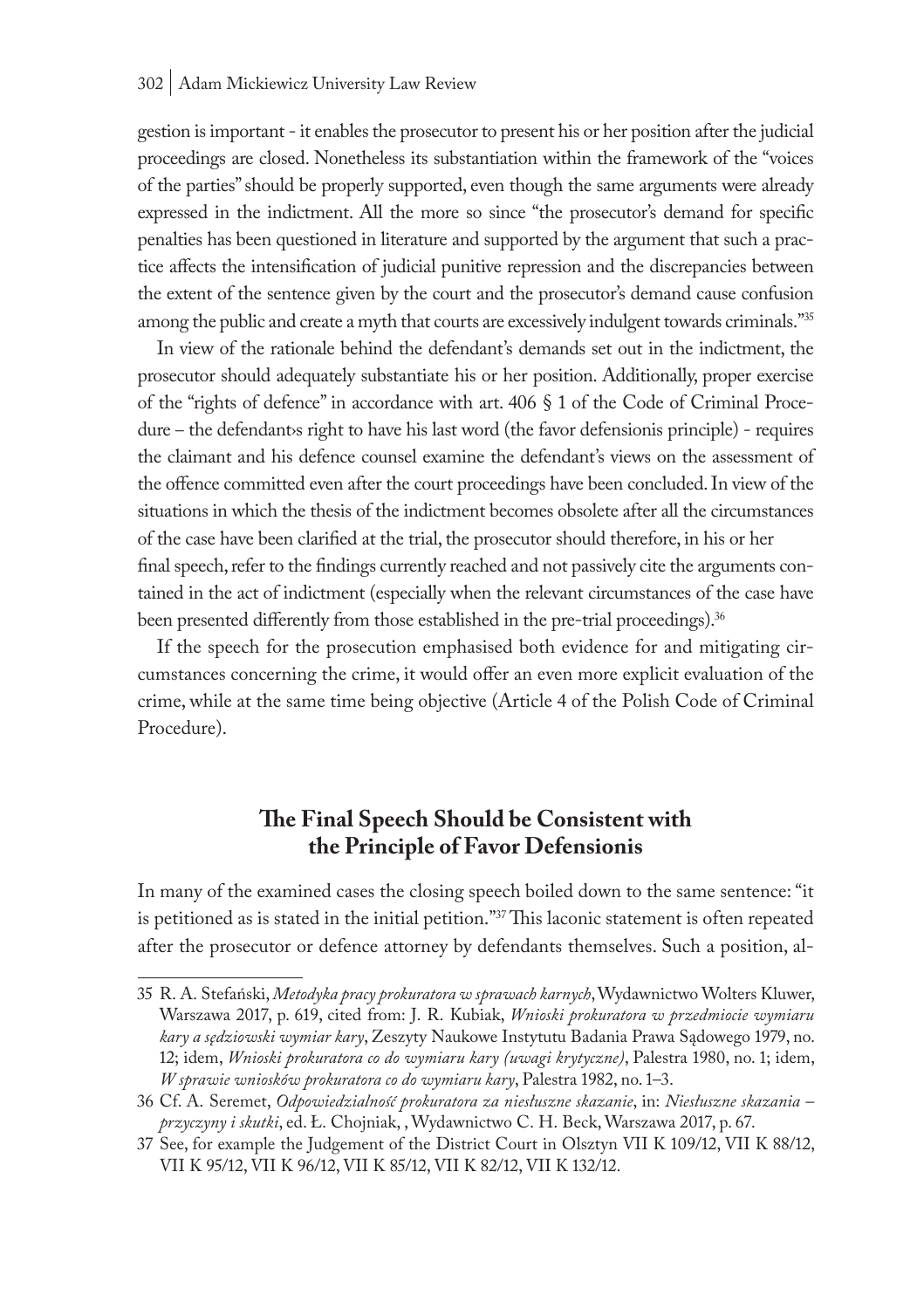gestion is important - it enables the prosecutor to present his or her position after the judicial proceedings are closed. Nonetheless its substantiation within the framework of the "voices of the parties" should be properly supported, even though the same arguments were already expressed in the indictment. All the more so since "the prosecutor's demand for specific penalties has been questioned in literature and supported by the argument that such a practice affects the intensification of judicial punitive repression and the discrepancies between the extent of the sentence given by the court and the prosecutor's demand cause confusion among the public and create a myth that courts are excessively indulgent towards criminals."[35]

In view of the rationale behind the defendant's demands set out in the indictment, the prosecutor should adequately substantiate his or her position. Additionally, proper exercise of the "rights of defence" in accordance with art. 406 § 1 of the Code of Criminal Procedure – the defendant›s right to have his last word (the favor defensionis principle) - requires the claimant and his defence counsel examine the defendant's views on the assessment of the offence committed even after the court proceedings have been concluded. In view of the situations in which the thesis of the indictment becomes obsolete after all the circumstances of the case have been clarified at the trial, the prosecutor should therefore, in his or her final speech, refer to the findings currently reached and not passively cite the arguments contained in the act of indictment (especially when the relevant circumstances of the case have been presented differently from those established in the pre-trial proceedings).[36]

If the speech for the prosecution emphasised both evidence for and mitigating circumstances concerning the crime, it would offer an even more explicit evaluation of the crime, while at the same time being objective (Article 4 of the Polish Code of Criminal Procedure).

## The Final Speech Should be Consistent with the Principle of Favor Defensionis

In many of the examined cases the closing speech boiled down to the same sentence: "it is petitioned as is stated in the initial petition."[37] This laconic statement is often repeated after the prosecutor or defence attorney by defendants themselves. Such a position, al-

---

35 R. A. Stefański, *Metodyka pracy prokuratora w sprawach karnych*, Wydawnictwo Wolters Kluwer, Warszawa 2017, p. 619, cited from: J. R. Kubiak, *Wnioski prokuratora w przedmiocie wymiaru kary a sędziowski wymiar kary*, Zeszyty Naukowe Instytutu Badania Prawa Sądowego 1979, no. 12; idem, *Wnioski prokuratora co do wymiaru kary (uwagi krytyczne)*, Palestra 1980, no. 1; idem, *W sprawie wniosków prokuratora co do wymiaru kary*, Palestra 1982, no. 1–3.

36 Cf. A. Seremet, *Odpowiedzialność prokuratora za niesłuszne skazanie*, in: *Niesłuszne skazania – przyczyny i skutki*, ed. Ł. Chojniak, , Wydawnictwo C. H. Beck, Warszawa 2017, p. 67.

37 See, for example the Judgement of the District Court in Olsztyn VII K 109/12, VII K 88/12, VII K 95/12, VII K 96/12, VII K 85/12, VII K 82/12, VII K 132/12.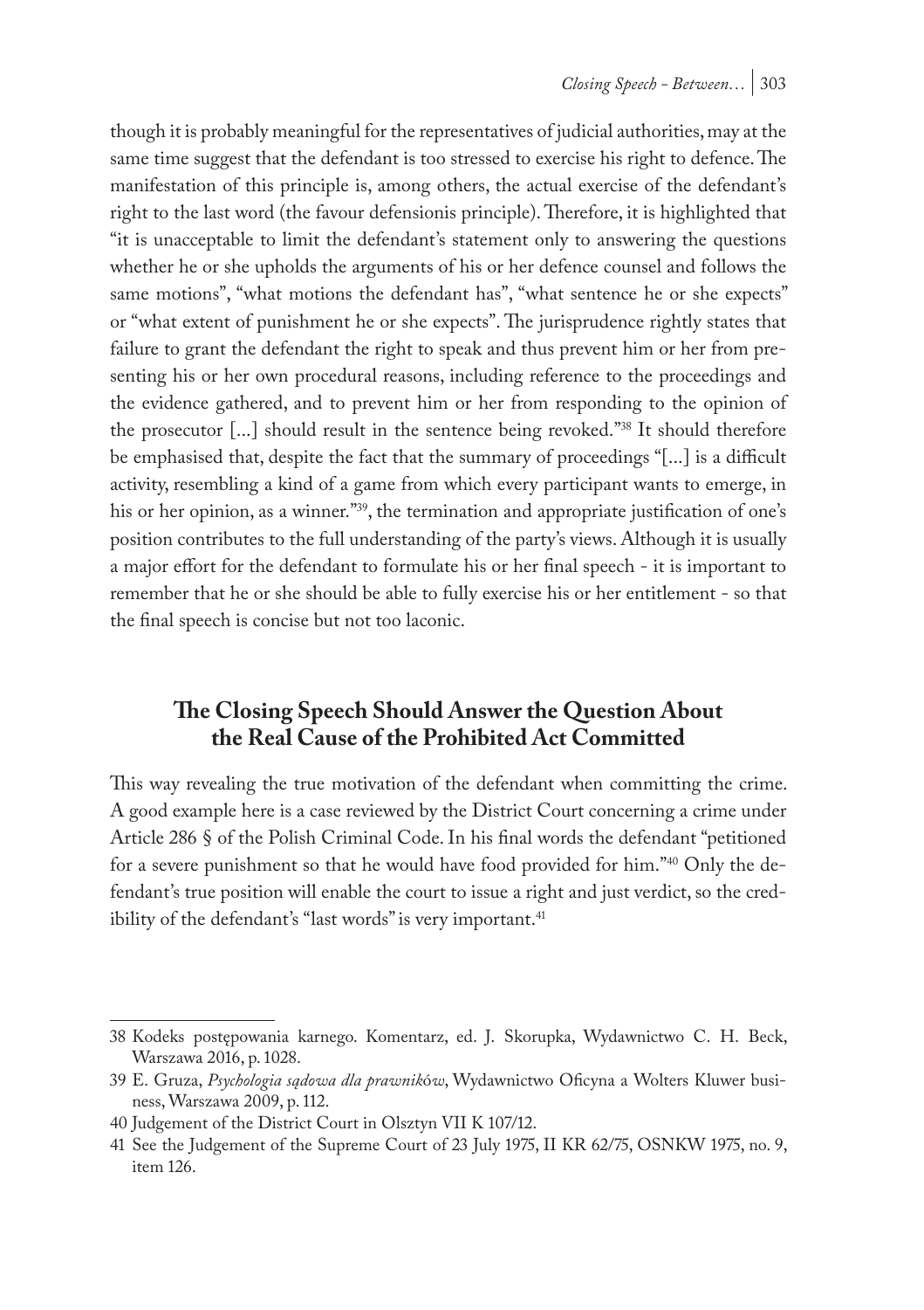though it is probably meaningful for the representatives of judicial authorities, may at the same time suggest that the defendant is too stressed to exercise his right to defence. The manifestation of this principle is, among others, the actual exercise of the defendant's right to the last word (the favour defensionis principle). Therefore, it is highlighted that "it is unacceptable to limit the defendant's statement only to answering the questions whether he or she upholds the arguments of his or her defence counsel and follows the same motions", "what motions the defendant has", "what sentence he or she expects" or "what extent of punishment he or she expects". The jurisprudence rightly states that failure to grant the defendant the right to speak and thus prevent him or her from presenting his or her own procedural reasons, including reference to the proceedings and the evidence gathered, and to prevent him or her from responding to the opinion of the prosecutor [...] should result in the sentence being revoked."[38] It should therefore be emphasised that, despite the fact that the summary of proceedings "[...] is a difficult activity, resembling a kind of a game from which every participant wants to emerge, in his or her opinion, as a winner."[39], the termination and appropriate justification of one's position contributes to the full understanding of the party's views. Although it is usually a major effort for the defendant to formulate his or her final speech - it is important to remember that he or she should be able to fully exercise his or her entitlement - so that the final speech is concise but not too laconic.

## The Closing Speech Should Answer the Question About the Real Cause of the Prohibited Act Committed

This way revealing the true motivation of the defendant when committing the crime. A good example here is a case reviewed by the District Court concerning a crime under Article 286 § of the Polish Criminal Code. In his final words the defendant "petitioned for a severe punishment so that he would have food provided for him."[40] Only the defendant's true position will enable the court to issue a right and just verdict, so the credibility of the defendant's "last words" is very important.[41]

---

38 Kodeks postępowania karnego. Komentarz, ed. J. Skorupka, Wydawnictwo C. H. Beck, Warszawa 2016, p. 1028.

39 E. Gruza, *Psychologia sądowa dla prawników*, Wydawnictwo Oficyna a Wolters Kluwer business, Warszawa 2009, p. 112.

40 Judgement of the District Court in Olsztyn VII K 107/12.

41 See the Judgement of the Supreme Court of 23 July 1975, II KR 62/75, OSNKW 1975, no. 9, item 126.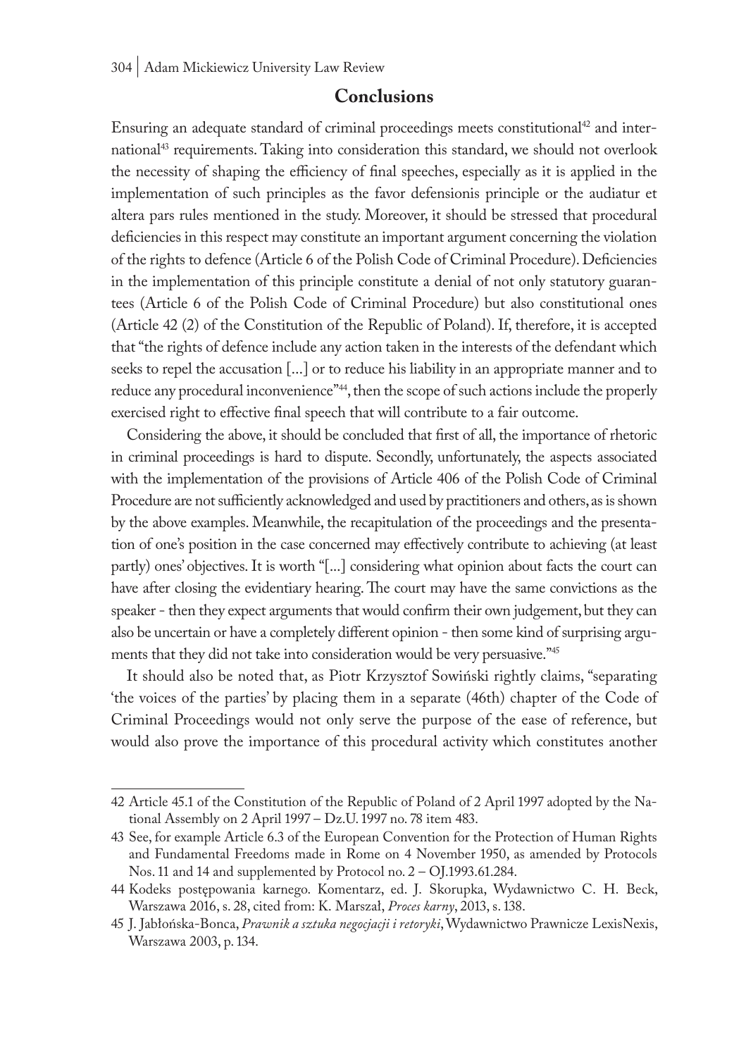## Conclusions

Ensuring an adequate standard of criminal proceedings meets constitutional[42] and international[43] requirements. Taking into consideration this standard, we should not overlook the necessity of shaping the efficiency of final speeches, especially as it is applied in the implementation of such principles as the favor defensionis principle or the audiatur et altera pars rules mentioned in the study. Moreover, it should be stressed that procedural deficiencies in this respect may constitute an important argument concerning the violation of the rights to defence (Article 6 of the Polish Code of Criminal Procedure). Deficiencies in the implementation of this principle constitute a denial of not only statutory guarantees (Article 6 of the Polish Code of Criminal Procedure) but also constitutional ones (Article 42 (2) of the Constitution of the Republic of Poland). If, therefore, it is accepted that "the rights of defence include any action taken in the interests of the defendant which seeks to repel the accusation [...] or to reduce his liability in an appropriate manner and to reduce any procedural inconvenience"[44], then the scope of such actions include the properly exercised right to effective final speech that will contribute to a fair outcome.

Considering the above, it should be concluded that first of all, the importance of rhetoric in criminal proceedings is hard to dispute. Secondly, unfortunately, the aspects associated with the implementation of the provisions of Article 406 of the Polish Code of Criminal Procedure are not sufficiently acknowledged and used by practitioners and others, as is shown by the above examples. Meanwhile, the recapitulation of the proceedings and the presentation of one's position in the case concerned may effectively contribute to achieving (at least partly) ones' objectives. It is worth "[...] considering what opinion about facts the court can have after closing the evidentiary hearing. The court may have the same convictions as the speaker - then they expect arguments that would confirm their own judgement, but they can also be uncertain or have a completely different opinion - then some kind of surprising arguments that they did not take into consideration would be very persuasive."[45]

It should also be noted that, as Piotr Krzysztof Sowiński rightly claims, "separating 'the voices of the parties' by placing them in a separate (46th) chapter of the Code of Criminal Proceedings would not only serve the purpose of the ease of reference, but would also prove the importance of this procedural activity which constitutes another

---

42 Article 45.1 of the Constitution of the Republic of Poland of 2 April 1997 adopted by the National Assembly on 2 April 1997 – Dz.U. 1997 no. 78 item 483.

43 See, for example Article 6.3 of the European Convention for the Protection of Human Rights and Fundamental Freedoms made in Rome on 4 November 1950, as amended by Protocols Nos. 11 and 14 and supplemented by Protocol no. 2 – OJ.1993.61.284.

44 Kodeks postępowania karnego. Komentarz, ed. J. Skorupka, Wydawnictwo C. H. Beck, Warszawa 2016, s. 28, cited from: K. Marszał, *Proces karny*, 2013, s. 138.

45 J. Jabłońska-Bonca, *Prawnik a sztuka negocjacji i retoryki*, Wydawnictwo Prawnicze LexisNexis, Warszawa 2003, p. 134.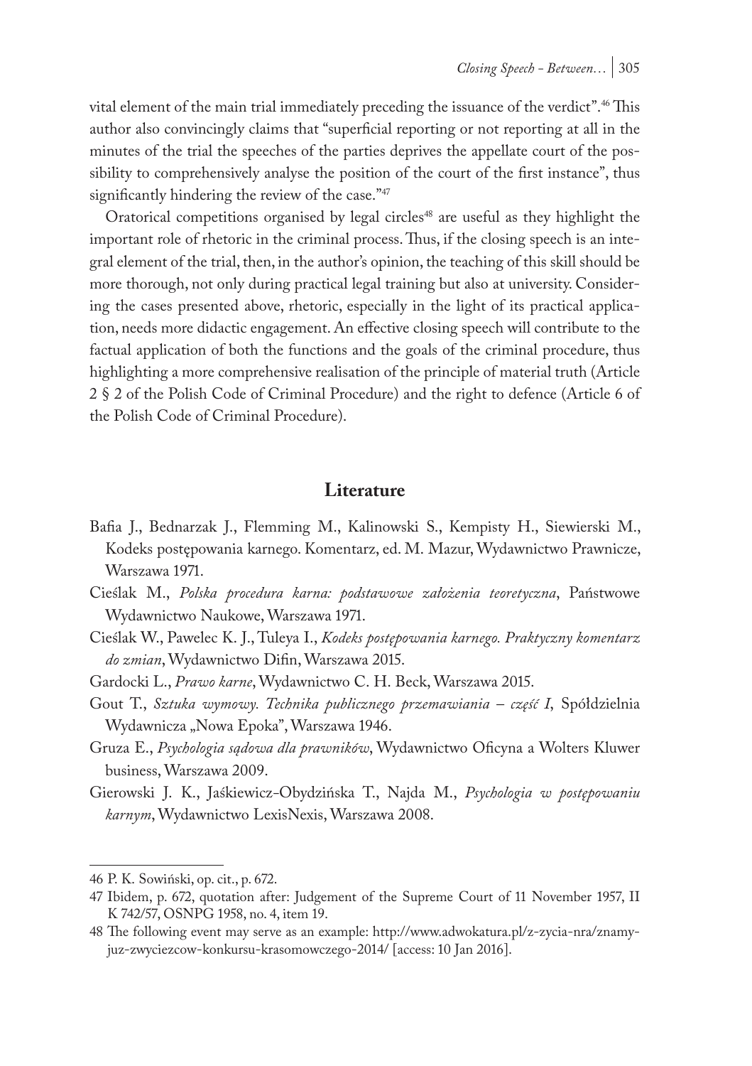vital element of the main trial immediately preceding the issuance of the verdict".[46] This author also convincingly claims that "superficial reporting or not reporting at all in the minutes of the trial the speeches of the parties deprives the appellate court of the possibility to comprehensively analyse the position of the court of the first instance", thus significantly hindering the review of the case."[47]

Oratorical competitions organised by legal circles[48] are useful as they highlight the important role of rhetoric in the criminal process. Thus, if the closing speech is an integral element of the trial, then, in the author's opinion, the teaching of this skill should be more thorough, not only during practical legal training but also at university. Considering the cases presented above, rhetoric, especially in the light of its practical application, needs more didactic engagement. An effective closing speech will contribute to the factual application of both the functions and the goals of the criminal procedure, thus highlighting a more comprehensive realisation of the principle of material truth (Article 2 § 2 of the Polish Code of Criminal Procedure) and the right to defence (Article 6 of the Polish Code of Criminal Procedure).

## Literature

Bafia J., Bednarzak J., Flemming M., Kalinowski S., Kempisty H., Siewierski M., Kodeks postępowania karnego. Komentarz, ed. M. Mazur, Wydawnictwo Prawnicze, Warszawa 1971.

Cieślak M., *Polska procedura karna: podstawowe założenia teoretyczna*, Państwowe Wydawnictwo Naukowe, Warszawa 1971.

Cieślak W., Pawelec K. J., Tuleya I., *Kodeks postępowania karnego. Praktyczny komentarz do zmian*, Wydawnictwo Difin, Warszawa 2015.

Gardocki L., *Prawo karne*, Wydawnictwo C. H. Beck, Warszawa 2015.

Gout T., *Sztuka wymowy. Technika publicznego przemawiania – część I*, Spółdzielnia Wydawnicza „Nowa Epoka", Warszawa 1946.

Gruza E., *Psychologia sądowa dla prawników*, Wydawnictwo Oficyna a Wolters Kluwer business, Warszawa 2009.

Gierowski J. K., Jaśkiewicz-Obydzińska T., Najda M., *Psychologia w postępowaniu karnym*, Wydawnictwo LexisNexis, Warszawa 2008.

---

46 P. K. Sowiński, op. cit., p. 672.

47 Ibidem, p. 672, quotation after: Judgement of the Supreme Court of 11 November 1957, II K 742/57, OSNPG 1958, no. 4, item 19.

48 The following event may serve as an example: http://www.adwokatura.pl/z-zycia-nra/znamy-juz-zwyciezcow-konkursu-krasomowczego-2014/ [access: 10 Jan 2016].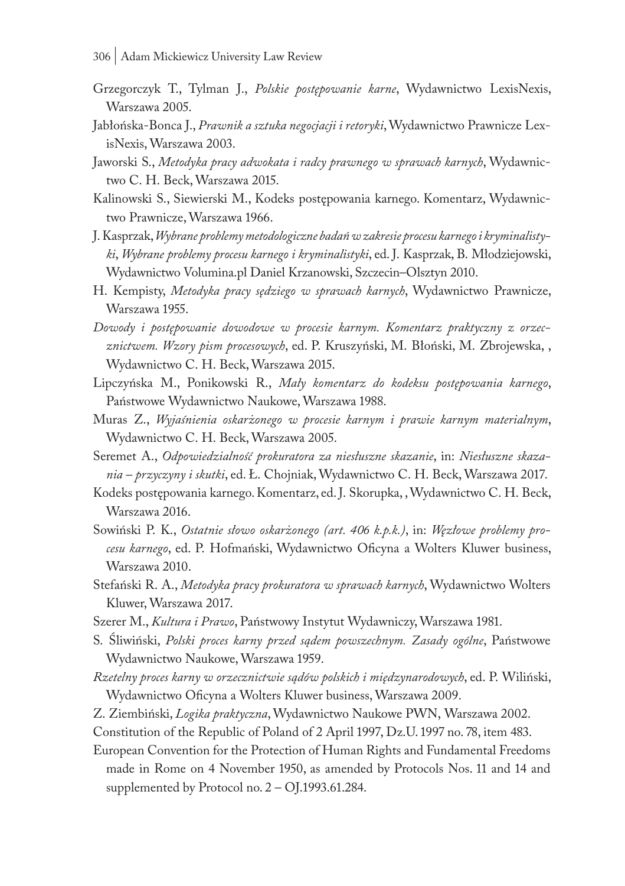Grzegorczyk T., Tylman J., *Polskie postępowanie karne*, Wydawnictwo LexisNexis, Warszawa 2005.

Jabłońska-Bonca J., *Prawnik a sztuka negocjacji i retoryki*, Wydawnictwo Prawnicze LexisNexis, Warszawa 2003.

Jaworski S., *Metodyka pracy adwokata i radcy prawnego w sprawach karnych*, Wydawnictwo C. H. Beck, Warszawa 2015.

Kalinowski S., Siewierski M., Kodeks postępowania karnego. Komentarz, Wydawnictwo Prawnicze, Warszawa 1966.

J. Kasprzak, *Wybrane problemy metodologiczne badań w zakresie procesu karnego i kryminalistyki*, *Wybrane problemy procesu karnego i kryminalistyki*, ed. J. Kasprzak, B. Młodziejowski, Wydawnictwo Volumina.pl Daniel Krzanowski, Szczecin–Olsztyn 2010.

H. Kempisty, *Metodyka pracy sędziego w sprawach karnych*, Wydawnictwo Prawnicze, Warszawa 1955.

*Dowody i postępowanie dowodowe w procesie karnym. Komentarz praktyczny z orzecznictwem. Wzory pism procesowych*, ed. P. Kruszyński, M. Błoński, M. Zbrojewska, , Wydawnictwo C. H. Beck, Warszawa 2015.

Lipczyńska M., Ponikowski R., *Mały komentarz do kodeksu postępowania karnego*, Państwowe Wydawnictwo Naukowe, Warszawa 1988.

Muras Z., *Wyjaśnienia oskarżonego w procesie karnym i prawie karnym materialnym*, Wydawnictwo C. H. Beck, Warszawa 2005.

Seremet A., *Odpowiedzialność prokuratora za niesłuszne skazanie*, in: *Niesłuszne skazania – przyczyny i skutki*, ed. Ł. Chojniak, Wydawnictwo C. H. Beck, Warszawa 2017.

Kodeks postępowania karnego. Komentarz, ed. J. Skorupka, , Wydawnictwo C. H. Beck, Warszawa 2016.

Sowiński P. K., *Ostatnie słowo oskarżonego (art. 406 k.p.k.)*, in: *Węzłowe problemy procesu karnego*, ed. P. Hofmański, Wydawnictwo Oficyna a Wolters Kluwer business, Warszawa 2010.

Stefański R. A., *Metodyka pracy prokuratora w sprawach karnych*, Wydawnictwo Wolters Kluwer, Warszawa 2017.

Szerer M., *Kultura i Prawo*, Państwowy Instytut Wydawniczy, Warszawa 1981.

S. Śliwiński, *Polski proces karny przed sądem powszechnym. Zasady ogólne*, Państwowe Wydawnictwo Naukowe, Warszawa 1959.

*Rzetelny proces karny w orzecznictwie sądów polskich i międzynarodowych*, ed. P. Wiliński, Wydawnictwo Oficyna a Wolters Kluwer business, Warszawa 2009.

Z. Ziembiński, *Logika praktyczna*, Wydawnictwo Naukowe PWN, Warszawa 2002.

Constitution of the Republic of Poland of 2 April 1997, Dz.U. 1997 no. 78, item 483.

European Convention for the Protection of Human Rights and Fundamental Freedoms made in Rome on 4 November 1950, as amended by Protocols Nos. 11 and 14 and supplemented by Protocol no. 2 – OJ.1993.61.284.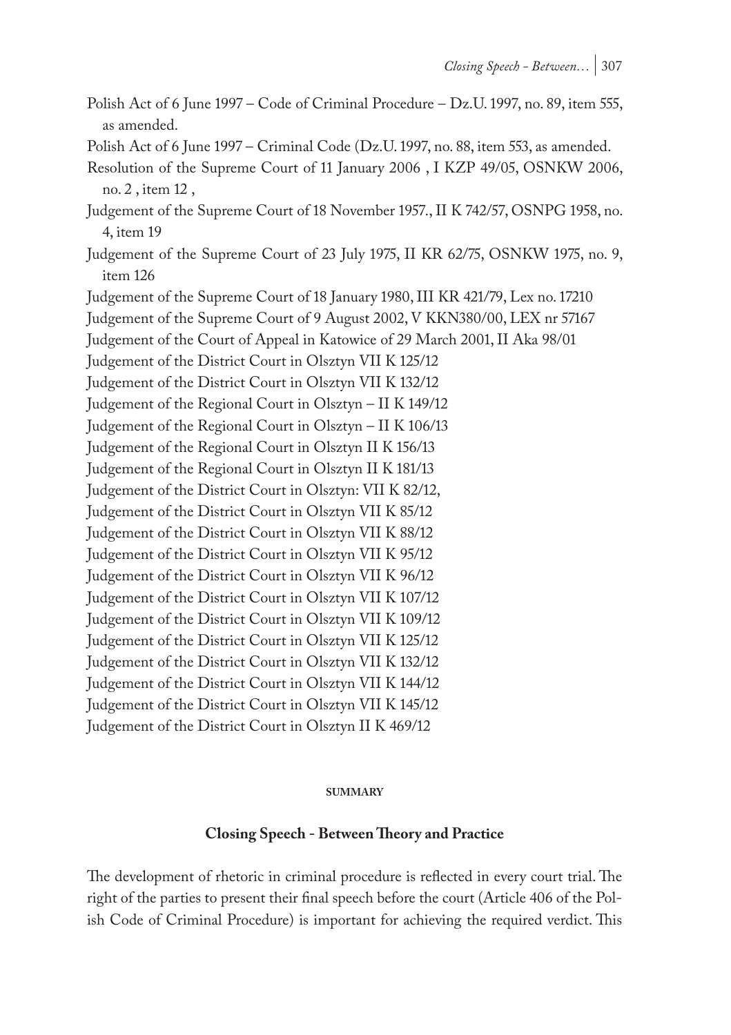Polish Act of 6 June 1997 – Code of Criminal Procedure – Dz.U. 1997, no. 89, item 555, as amended.

Polish Act of 6 June 1997 – Criminal Code (Dz.U. 1997, no. 88, item 553, as amended.

Resolution of the Supreme Court of 11 January 2006 , I KZP 49/05, OSNKW 2006, no. 2 , item 12 ,

Judgement of the Supreme Court of 18 November 1957., II K 742/57, OSNPG 1958, no. 4, item 19

Judgement of the Supreme Court of 23 July 1975, II KR 62/75, OSNKW 1975, no. 9, item 126

Judgement of the Supreme Court of 18 January 1980, III KR 421/79, Lex no. 17210

Judgement of the Supreme Court of 9 August 2002, V KKN380/00, LEX nr 57167

Judgement of the Court of Appeal in Katowice of 29 March 2001, II Aka 98/01

Judgement of the District Court in Olsztyn VII K 125/12

Judgement of the District Court in Olsztyn VII K 132/12

Judgement of the Regional Court in Olsztyn – II K 149/12

Judgement of the Regional Court in Olsztyn – II K 106/13

Judgement of the Regional Court in Olsztyn II K 156/13

Judgement of the Regional Court in Olsztyn II K 181/13

Judgement of the District Court in Olsztyn: VII K 82/12,

Judgement of the District Court in Olsztyn VII K 85/12

Judgement of the District Court in Olsztyn VII K 88/12

Judgement of the District Court in Olsztyn VII K 95/12

Judgement of the District Court in Olsztyn VII K 96/12

Judgement of the District Court in Olsztyn VII K 107/12

Judgement of the District Court in Olsztyn VII K 109/12

Judgement of the District Court in Olsztyn VII K 125/12

Judgement of the District Court in Olsztyn VII K 132/12

Judgement of the District Court in Olsztyn VII K 144/12

Judgement of the District Court in Olsztyn VII K 145/12

Judgement of the District Court in Olsztyn II K 469/12

## SUMMARY

### Closing Speech - Between Theory and Practice

The development of rhetoric in criminal procedure is reflected in every court trial. The right of the parties to present their final speech before the court (Article 406 of the Polish Code of Criminal Procedure) is important for achieving the required verdict. This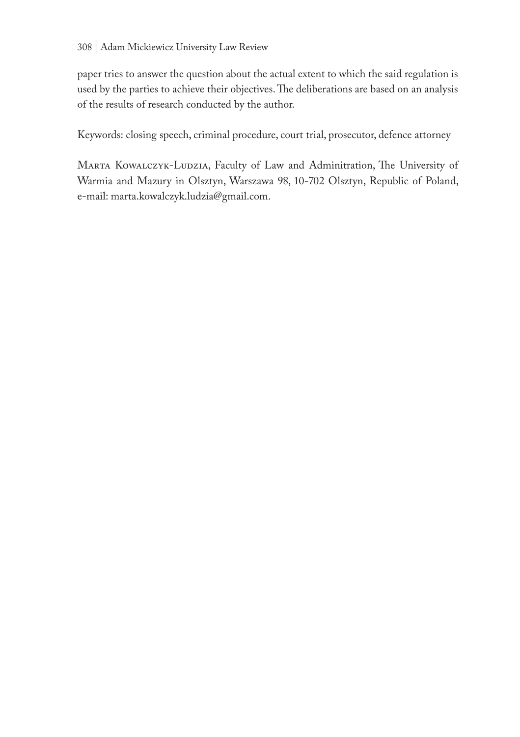paper tries to answer the question about the actual extent to which the said regulation is used by the parties to achieve their objectives. The deliberations are based on an analysis of the results of research conducted by the author.

Keywords: closing speech, criminal procedure, court trial, prosecutor, defence attorney

Marta Kowalczyk-Ludzia, Faculty of Law and Adminitration, The University of Warmia and Mazury in Olsztyn, Warszawa 98, 10-702 Olsztyn, Republic of Poland, e-mail: marta.kowalczyk.ludzia@gmail.com.